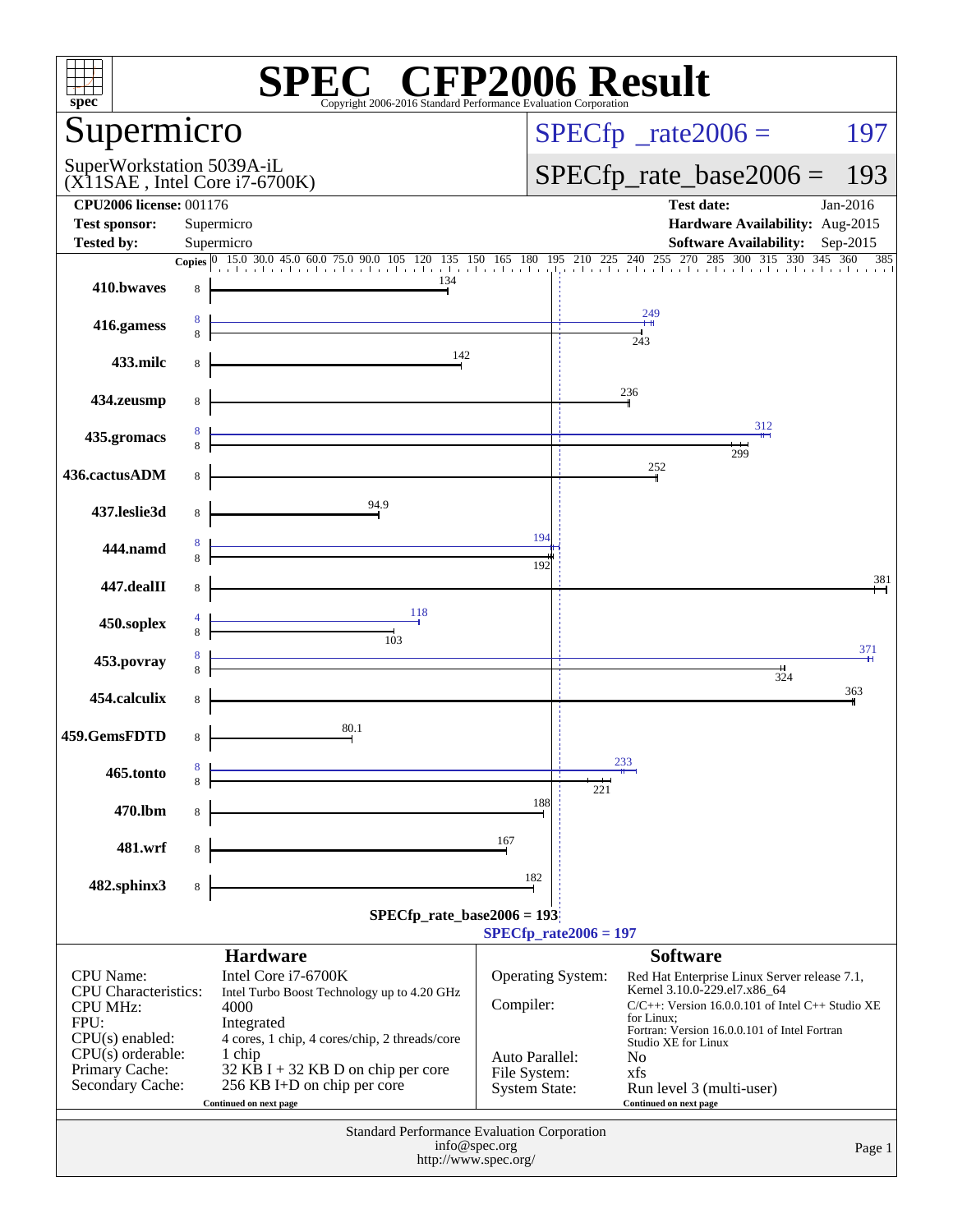# SPEC CFP2006 Result

Copyright 2006-2016 Standard Performance Evaluation Corporation

## Supermicro

SuperWorkstation 5039A-iL
(X11SAE , Intel Core i7-6700K)

SPECfp_rate2006 = 197

SPECfp_rate_base2006 = 193

| | | | |
|---|---|---|---|
| **CPU2006 license:** | 001176 | **Test date:** | Jan-2016 |
| **Test sponsor:** | Supermicro | **Hardware Availability:** | Aug-2015 |
| **Tested by:** | Supermicro | **Software Availability:** | Sep-2015 |

| Benchmark | Copies (peak) | Copies (base) | Peak | Base |
|---|---|---|---|---|
| 410.bwaves | | 8 | | 134 |
| 416.gamess | 8 | 8 | 249 | 243 |
| 433.milc | | 8 | | 142 |
| 434.zeusmp | | 8 | | 236 |
| 435.gromacs | 8 | 8 | 312 | 299 |
| 436.cactusADM | | 8 | | 252 |
| 437.leslie3d | | 8 | | 94.9 |
| 444.namd | 8 | 8 | 194 | 192 |
| 447.dealII | | 8 | | 381 |
| 450.soplex | 4 | 8 | 118 | 103 |
| 453.povray | 8 | 8 | 371 | 324 |
| 454.calculix | | 8 | | 363 |
| 459.GemsFDTD | | 8 | | 80.1 |
| 465.tonto | 8 | 8 | 233 | 221 |
| 470.lbm | | 8 | | 188 |
| 481.wrf | | 8 | | 167 |
| 482.sphinx3 | | 8 | | 182 |

SPECfp_rate_base2006 = 193

SPECfp_rate2006 = 197

### Hardware

| | |
|---|---|
| CPU Name: | Intel Core i7-6700K |
| CPU Characteristics: | Intel Turbo Boost Technology up to 4.20 GHz |
| CPU MHz: | 4000 |
| FPU: | Integrated |
| CPU(s) enabled: | 4 cores, 1 chip, 4 cores/chip, 2 threads/core |
| CPU(s) orderable: | 1 chip |
| Primary Cache: | 32 KB I + 32 KB D on chip per core |
| Secondary Cache: | 256 KB I+D on chip per core |

Continued on next page

### Software

| | |
|---|---|
| Operating System: | Red Hat Enterprise Linux Server release 7.1, Kernel 3.10.0-229.el7.x86_64 |
| Compiler: | C/C++: Version 16.0.0.101 of Intel C++ Studio XE for Linux; Fortran: Version 16.0.0.101 of Intel Fortran Studio XE for Linux |
| Auto Parallel: | No |
| File System: | xfs |
| System State: | Run level 3 (multi-user) |

Continued on next page

Standard Performance Evaluation Corporation
info@spec.org
http://www.spec.org/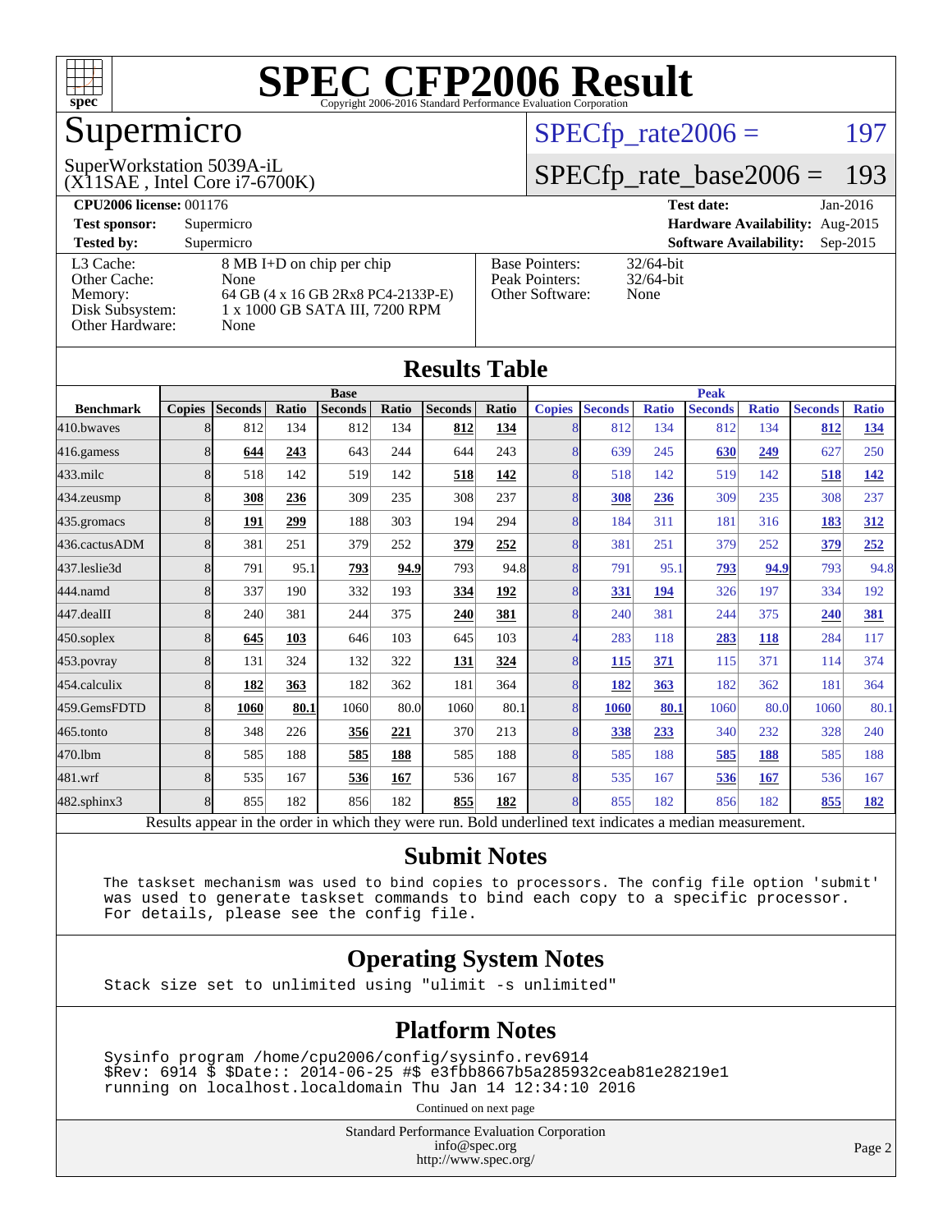# SPEC CFP2006 Result

Copyright 2006-2016 Standard Performance Evaluation Corporation

## Supermicro

SuperWorkstation 5039A-iL
(X11SAE , Intel Core i7-6700K)

SPECfp_rate2006 = 197

SPECfp_rate_base2006 = 193

**CPU2006 license:** 001176
**Test sponsor:** Supermicro
**Tested by:** Supermicro

**Test date:** Jan-2016
**Hardware Availability:** Aug-2015
**Software Availability:** Sep-2015

| | |
|---|---|
| L3 Cache: | 8 MB I+D on chip per chip |
| Other Cache: | None |
| Memory: | 64 GB (4 x 16 GB 2Rx8 PC4-2133P-E) |
| Disk Subsystem: | 1 x 1000 GB SATA III, 7200 RPM |
| Other Hardware: | None |

| | |
|---|---|
| Base Pointers: | 32/64-bit |
| Peak Pointers: | 32/64-bit |
| Other Software: | None |

## Results Table

| | Base | | | | | | | Peak | | | | | | |
|---|---|---|---|---|---|---|---|---|---|---|---|---|---|---|
| **Benchmark** | **Copies** | **Seconds** | **Ratio** | **Seconds** | **Ratio** | **Seconds** | **Ratio** | **Copies** | **Seconds** | **Ratio** | **Seconds** | **Ratio** | **Seconds** | **Ratio** |
| 410.bwaves | 8 | 812 | 134 | 812 | 134 | **812** | **134** | 8 | 812 | 134 | 812 | 134 | **812** | **134** |
| 416.gamess | 8 | **644** | **243** | 643 | 244 | 644 | 243 | 8 | 639 | 245 | **630** | **249** | 627 | 250 |
| 433.milc | 8 | 518 | 142 | 519 | 142 | **518** | **142** | 8 | 518 | 142 | 519 | 142 | **518** | **142** |
| 434.zeusmp | 8 | **308** | **236** | 309 | 235 | 308 | 237 | 8 | **308** | **236** | 309 | 235 | 308 | 237 |
| 435.gromacs | 8 | **191** | **299** | 188 | 303 | 194 | 294 | 8 | 184 | 311 | 181 | 316 | **183** | **312** |
| 436.cactusADM | 8 | 381 | 251 | 379 | 252 | **379** | **252** | 8 | 381 | 251 | 379 | 252 | **379** | **252** |
| 437.leslie3d | 8 | 791 | 95.1 | **793** | **94.9** | 793 | 94.8 | 8 | 791 | 95.1 | **793** | **94.9** | 793 | 94.8 |
| 444.namd | 8 | 337 | 190 | 332 | 193 | **334** | **192** | 8 | **331** | **194** | 326 | 197 | 334 | 192 |
| 447.dealII | 8 | 240 | 381 | 244 | 375 | **240** | **381** | 8 | 240 | 381 | 244 | 375 | **240** | **381** |
| 450.soplex | 8 | **645** | **103** | 646 | 103 | 645 | 103 | 4 | 283 | 118 | **283** | **118** | 284 | 117 |
| 453.povray | 8 | 131 | 324 | 132 | 322 | **131** | **324** | 8 | **115** | **371** | 115 | 371 | 114 | 374 |
| 454.calculix | 8 | **182** | **363** | 182 | 362 | 181 | 364 | 8 | **182** | **363** | 182 | 362 | 181 | 364 |
| 459.GemsFDTD | 8 | **1060** | **80.1** | 1060 | 80.0 | 1060 | 80.1 | 8 | **1060** | **80.1** | 1060 | 80.0 | 1060 | 80.1 |
| 465.tonto | 8 | 348 | 226 | **356** | **221** | 370 | 213 | 8 | **338** | **233** | 340 | 232 | 328 | 240 |
| 470.lbm | 8 | 585 | 188 | **585** | **188** | 585 | 188 | 8 | 585 | 188 | **585** | **188** | 585 | 188 |
| 481.wrf | 8 | 535 | 167 | **536** | **167** | 536 | 167 | 8 | 535 | 167 | **536** | **167** | 536 | 167 |
| 482.sphinx3 | 8 | 855 | 182 | 856 | 182 | **855** | **182** | 8 | 855 | 182 | 856 | 182 | **855** | **182** |

Results appear in the order in which they were run. Bold underlined text indicates a median measurement.

## Submit Notes

```
The taskset mechanism was used to bind copies to processors. The config file option 'submit'
was used to generate taskset commands to bind each copy to a specific processor.
For details, please see the config file.
```

## Operating System Notes

```
Stack size set to unlimited using "ulimit -s unlimited"
```

## Platform Notes

```
Sysinfo program /home/cpu2006/config/sysinfo.rev6914
$Rev: 6914 $ $Date:: 2014-06-25 #$ e3fbb8667b5a285932ceab81e28219e1
running on localhost.localdomain Thu Jan 14 12:34:10 2016
```

Continued on next page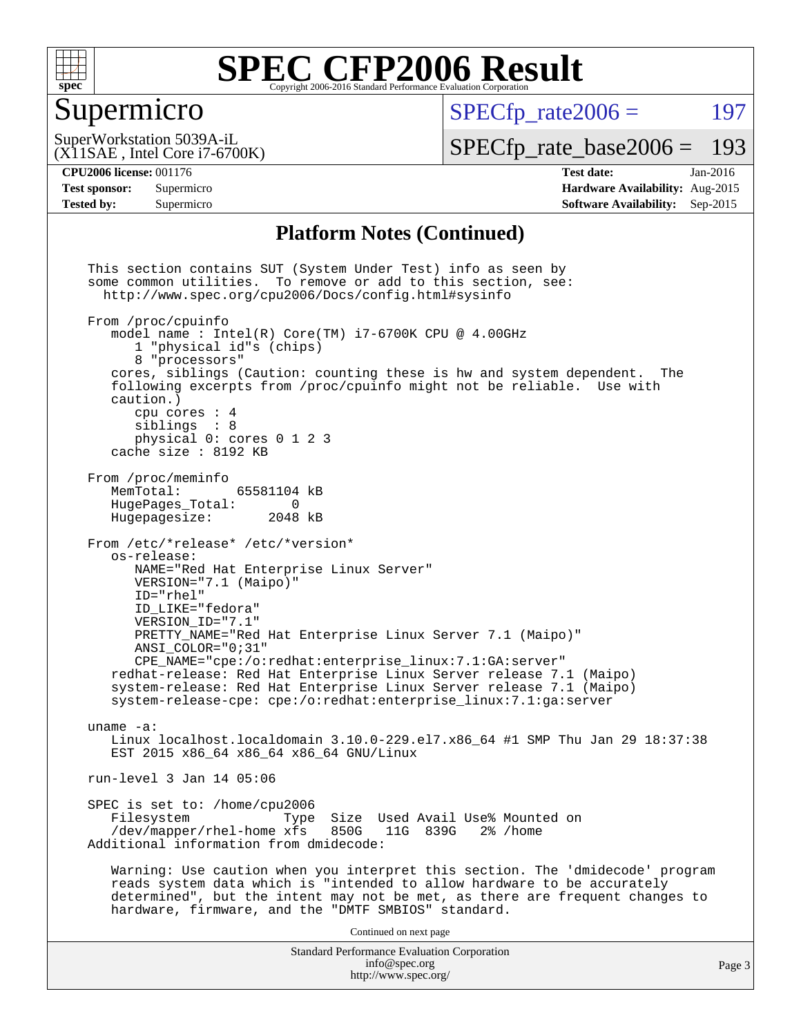# SPEC CFP2006 Result

Copyright 2006-2016 Standard Performance Evaluation Corporation

## Supermicro

SuperWorkstation 5039A-iL
(X11SAE , Intel Core i7-6700K)

SPECfp_rate2006 = 197

SPECfp_rate_base2006 = 193

**CPU2006 license:** 001176
**Test sponsor:** Supermicro
**Tested by:** Supermicro

**Test date:** Jan-2016
**Hardware Availability:** Aug-2015
**Software Availability:** Sep-2015

### Platform Notes (Continued)

```
This section contains SUT (System Under Test) info as seen by
some common utilities.  To remove or add to this section, see:
  http://www.spec.org/cpu2006/Docs/config.html#sysinfo

From /proc/cpuinfo
   model name : Intel(R) Core(TM) i7-6700K CPU @ 4.00GHz
      1 "physical id"s (chips)
      8 "processors"
   cores, siblings (Caution: counting these is hw and system dependent.  The
   following excerpts from /proc/cpuinfo might not be reliable.  Use with
   caution.)
      cpu cores : 4
      siblings  : 8
      physical 0: cores 0 1 2 3
   cache size : 8192 KB

From /proc/meminfo
   MemTotal:       65581104 kB
   HugePages_Total:       0
   Hugepagesize:       2048 kB

From /etc/*release* /etc/*version*
   os-release:
      NAME="Red Hat Enterprise Linux Server"
      VERSION="7.1 (Maipo)"
      ID="rhel"
      ID_LIKE="fedora"
      VERSION_ID="7.1"
      PRETTY_NAME="Red Hat Enterprise Linux Server 7.1 (Maipo)"
      ANSI_COLOR="0;31"
      CPE_NAME="cpe:/o:redhat:enterprise_linux:7.1:GA:server"
   redhat-release: Red Hat Enterprise Linux Server release 7.1 (Maipo)
   system-release: Red Hat Enterprise Linux Server release 7.1 (Maipo)
   system-release-cpe: cpe:/o:redhat:enterprise_linux:7.1:ga:server

uname -a:
   Linux localhost.localdomain 3.10.0-229.el7.x86_64 #1 SMP Thu Jan 29 18:37:38
   EST 2015 x86_64 x86_64 x86_64 GNU/Linux

run-level 3 Jan 14 05:06

SPEC is set to: /home/cpu2006
   Filesystem            Type  Size  Used Avail Use% Mounted on
   /dev/mapper/rhel-home xfs   850G   11G  839G   2% /home
Additional information from dmidecode:

   Warning: Use caution when you interpret this section. The 'dmidecode' program
   reads system data which is "intended to allow hardware to be accurately
   determined", but the intent may not be met, as there are frequent changes to
   hardware, firmware, and the "DMTF SMBIOS" standard.
```

Continued on next page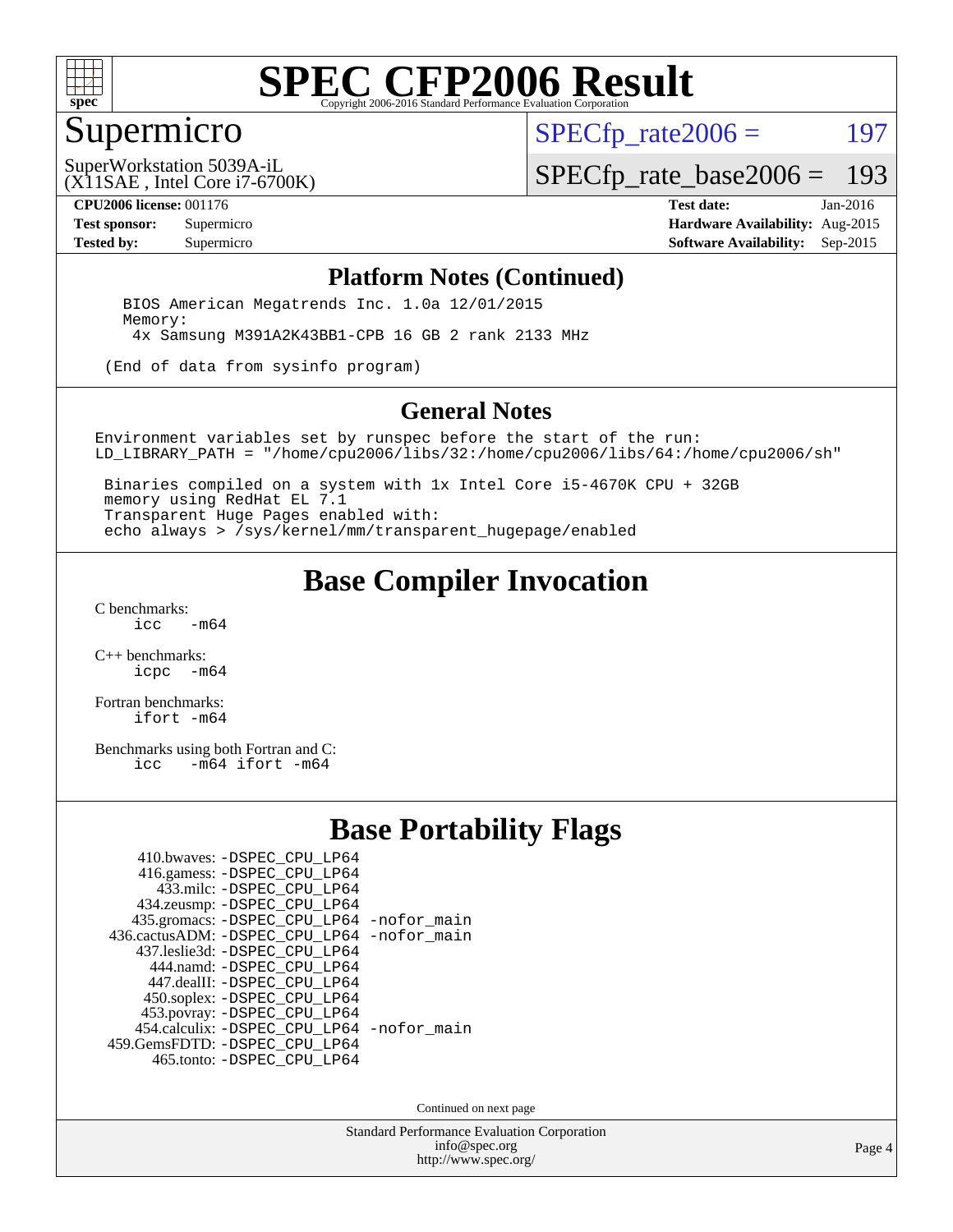# SPEC CFP2006 Result

## Supermicro

SuperWorkstation 5039A-iL
(X11SAE , Intel Core i7-6700K)

SPECfp_rate2006 = 197

SPECfp_rate_base2006 = 193

**CPU2006 license:** 001176
**Test sponsor:** Supermicro
**Tested by:** Supermicro

**Test date:** Jan-2016
**Hardware Availability:** Aug-2015
**Software Availability:** Sep-2015

## Platform Notes (Continued)

```
BIOS American Megatrends Inc. 1.0a 12/01/2015
Memory:
 4x Samsung M391A2K43BB1-CPB 16 GB 2 rank 2133 MHz

(End of data from sysinfo program)
```

## General Notes

```
Environment variables set by runspec before the start of the run:
LD_LIBRARY_PATH = "/home/cpu2006/libs/32:/home/cpu2006/libs/64:/home/cpu2006/sh"

 Binaries compiled on a system with 1x Intel Core i5-4670K CPU + 32GB
 memory using RedHat EL 7.1
 Transparent Huge Pages enabled with:
 echo always > /sys/kernel/mm/transparent_hugepage/enabled
```

## Base Compiler Invocation

C benchmarks:
```
icc   -m64
```

C++ benchmarks:
```
icpc  -m64
```

Fortran benchmarks:
```
ifort -m64
```

Benchmarks using both Fortran and C:
```
icc   -m64 ifort -m64
```

## Base Portability Flags

```
     410.bwaves: -DSPEC_CPU_LP64
     416.gamess: -DSPEC_CPU_LP64
       433.milc: -DSPEC_CPU_LP64
     434.zeusmp: -DSPEC_CPU_LP64
    435.gromacs: -DSPEC_CPU_LP64 -nofor_main
 436.cactusADM: -DSPEC_CPU_LP64 -nofor_main
    437.leslie3d: -DSPEC_CPU_LP64
       444.namd: -DSPEC_CPU_LP64
     447.dealII: -DSPEC_CPU_LP64
     450.soplex: -DSPEC_CPU_LP64
     453.povray: -DSPEC_CPU_LP64
   454.calculix: -DSPEC_CPU_LP64 -nofor_main
 459.GemsFDTD: -DSPEC_CPU_LP64
      465.tonto: -DSPEC_CPU_LP64
```

Continued on next page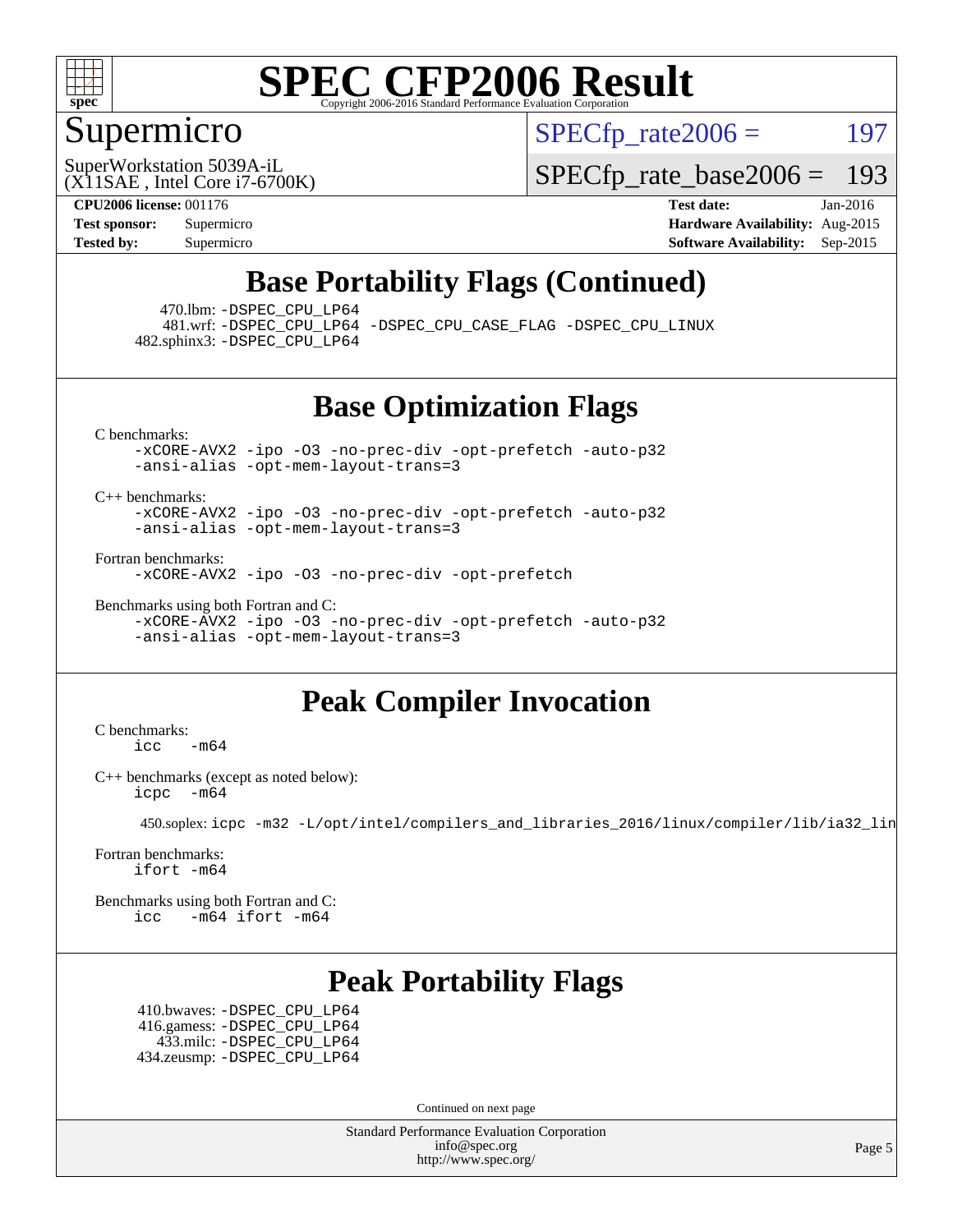# SPEC CFP2006 Result

Copyright 2006-2016 Standard Performance Evaluation Corporation

## Supermicro

SuperWorkstation 5039A-iL
(X11SAE , Intel Core i7-6700K)

SPECfp_rate2006 = 197

SPECfp_rate_base2006 = 193

| | | | |
|---|---|---|---|
| **CPU2006 license:** 001176 | | **Test date:** | Jan-2016 |
| **Test sponsor:** | Supermicro | **Hardware Availability:** | Aug-2015 |
| **Tested by:** | Supermicro | **Software Availability:** | Sep-2015 |

## Base Portability Flags (Continued)

470.lbm: -DSPEC_CPU_LP64
481.wrf: -DSPEC_CPU_LP64 -DSPEC_CPU_CASE_FLAG -DSPEC_CPU_LINUX
482.sphinx3: -DSPEC_CPU_LP64

## Base Optimization Flags

C benchmarks:
-xCORE-AVX2 -ipo -O3 -no-prec-div -opt-prefetch -auto-p32 -ansi-alias -opt-mem-layout-trans=3

C++ benchmarks:
-xCORE-AVX2 -ipo -O3 -no-prec-div -opt-prefetch -auto-p32 -ansi-alias -opt-mem-layout-trans=3

Fortran benchmarks:
-xCORE-AVX2 -ipo -O3 -no-prec-div -opt-prefetch

Benchmarks using both Fortran and C:
-xCORE-AVX2 -ipo -O3 -no-prec-div -opt-prefetch -auto-p32 -ansi-alias -opt-mem-layout-trans=3

## Peak Compiler Invocation

C benchmarks:
icc -m64

C++ benchmarks (except as noted below):
icpc -m64

450.soplex: icpc -m32 -L/opt/intel/compilers_and_libraries_2016/linux/compiler/lib/ia32_lin

Fortran benchmarks:
ifort -m64

Benchmarks using both Fortran and C:
icc -m64 ifort -m64

## Peak Portability Flags

410.bwaves: -DSPEC_CPU_LP64
416.gamess: -DSPEC_CPU_LP64
433.milc: -DSPEC_CPU_LP64
434.zeusmp: -DSPEC_CPU_LP64

Continued on next page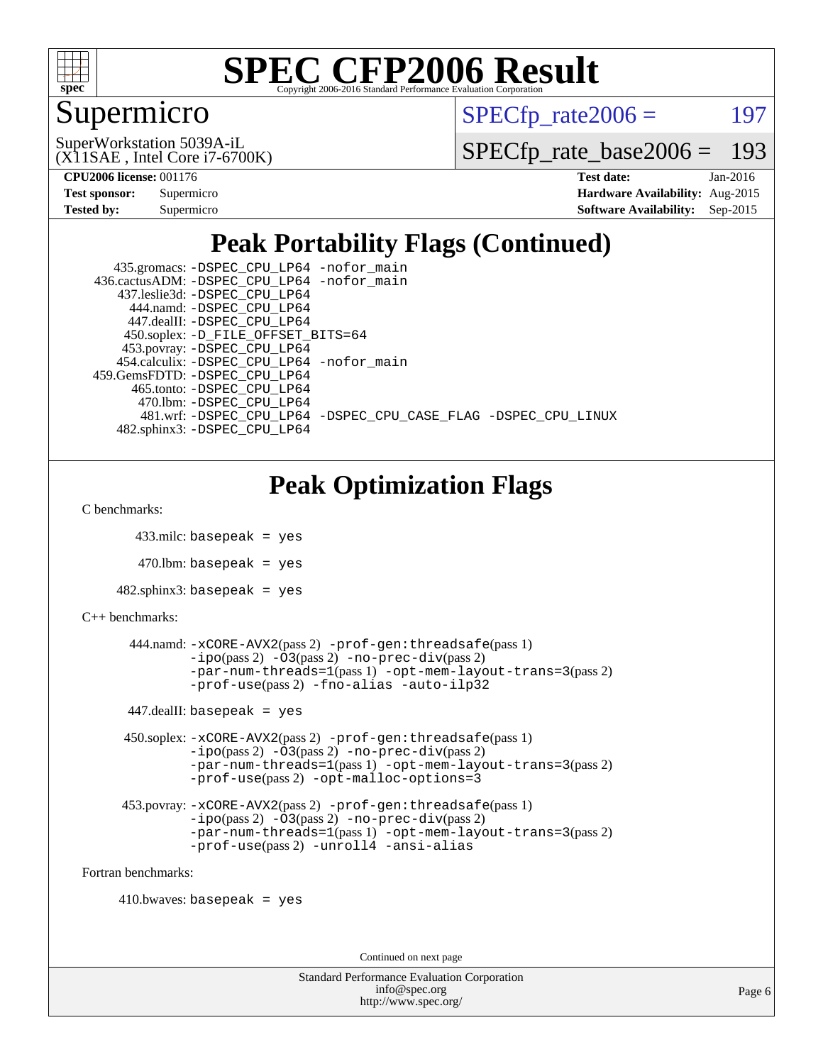# SPEC CFP2006 Result

Copyright 2006-2016 Standard Performance Evaluation Corporation

# Supermicro

SuperWorkstation 5039A-iL
(X11SAE , Intel Core i7-6700K)

SPECfp_rate2006 = 197

SPECfp_rate_base2006 = 193

**CPU2006 license:** 001176
**Test sponsor:** Supermicro
**Tested by:** Supermicro

**Test date:** Jan-2016
**Hardware Availability:** Aug-2015
**Software Availability:** Sep-2015

## Peak Portability Flags (Continued)

```
     435.gromacs: -DSPEC_CPU_LP64 -nofor_main
  436.cactusADM: -DSPEC_CPU_LP64 -nofor_main
     437.leslie3d: -DSPEC_CPU_LP64
        444.namd: -DSPEC_CPU_LP64
        447.dealII: -DSPEC_CPU_LP64
       450.soplex: -D_FILE_OFFSET_BITS=64
       453.povray: -DSPEC_CPU_LP64
      454.calculix: -DSPEC_CPU_LP64 -nofor_main
  459.GemsFDTD: -DSPEC_CPU_LP64
         465.tonto: -DSPEC_CPU_LP64
          470.lbm: -DSPEC_CPU_LP64
           481.wrf: -DSPEC_CPU_LP64 -DSPEC_CPU_CASE_FLAG -DSPEC_CPU_LINUX
      482.sphinx3: -DSPEC_CPU_LP64
```

## Peak Optimization Flags

C benchmarks:

433.milc: basepeak = yes

470.lbm: basepeak = yes

482.sphinx3: basepeak = yes

C++ benchmarks:

444.namd: -xCORE-AVX2(pass 2) -prof-gen:threadsafe(pass 1) -ipo(pass 2) -O3(pass 2) -no-prec-div(pass 2) -par-num-threads=1(pass 1) -opt-mem-layout-trans=3(pass 2) -prof-use(pass 2) -fno-alias -auto-ilp32

447.dealII: basepeak = yes

450.soplex: -xCORE-AVX2(pass 2) -prof-gen:threadsafe(pass 1) -ipo(pass 2) -O3(pass 2) -no-prec-div(pass 2) -par-num-threads=1(pass 1) -opt-mem-layout-trans=3(pass 2) -prof-use(pass 2) -opt-malloc-options=3

453.povray: -xCORE-AVX2(pass 2) -prof-gen:threadsafe(pass 1) -ipo(pass 2) -O3(pass 2) -no-prec-div(pass 2) -par-num-threads=1(pass 1) -opt-mem-layout-trans=3(pass 2) -prof-use(pass 2) -unroll4 -ansi-alias

Fortran benchmarks:

410.bwaves: basepeak = yes

Continued on next page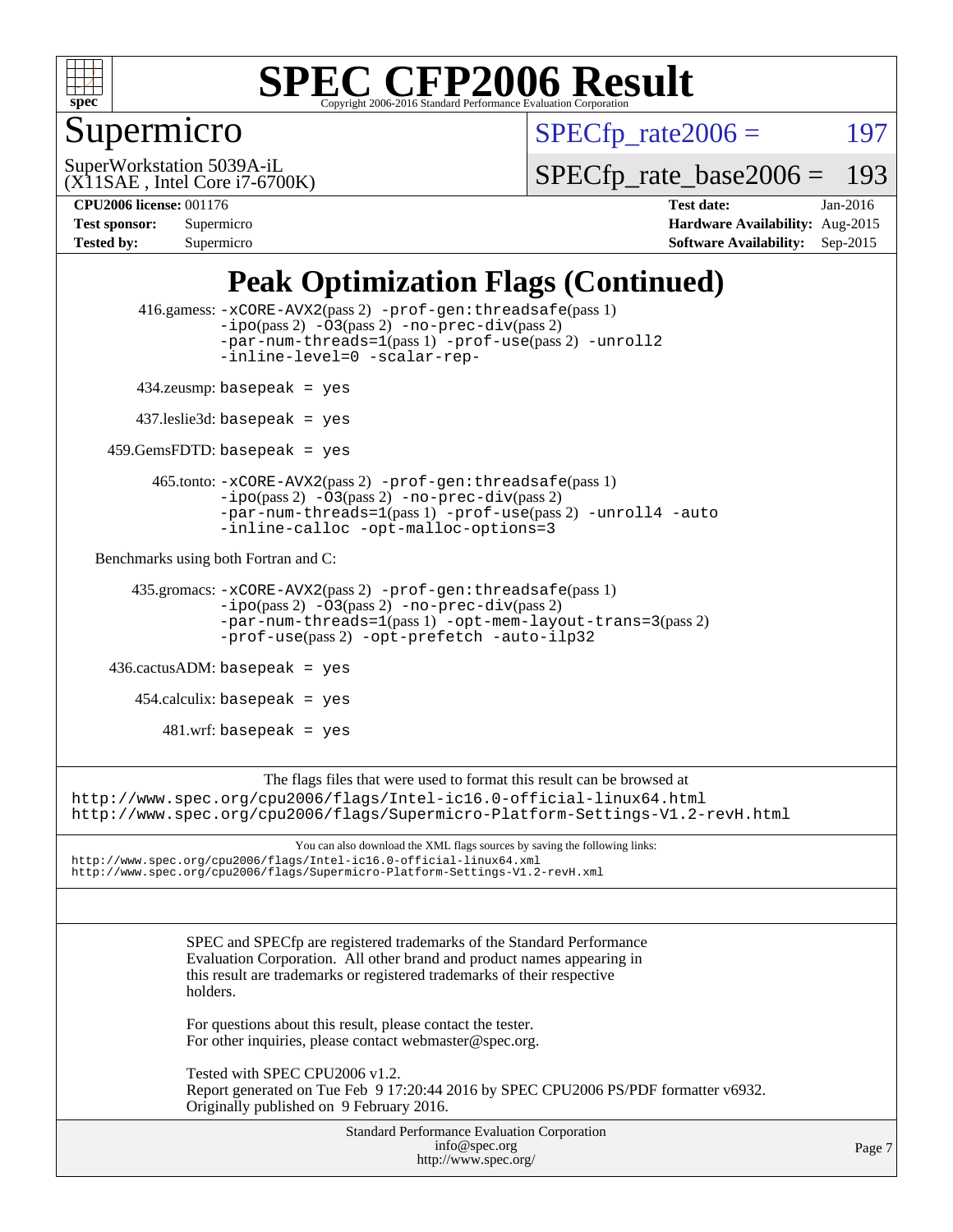# SPEC CFP2006 Result

Copyright 2006-2016 Standard Performance Evaluation Corporation

## Supermicro

SuperWorkstation 5039A-iL
(X11SAE , Intel Core i7-6700K)

SPECfp_rate2006 = 197

SPECfp_rate_base2006 = 193

| | | | |
|---|---|---|---|
| **CPU2006 license:** 001176 | | **Test date:** | Jan-2016 |
| **Test sponsor:** | Supermicro | **Hardware Availability:** | Aug-2015 |
| **Tested by:** | Supermicro | **Software Availability:** | Sep-2015 |

## Peak Optimization Flags (Continued)

416.gamess: -xCORE-AVX2(pass 2) -prof-gen:threadsafe(pass 1) -ipo(pass 2) -O3(pass 2) -no-prec-div(pass 2) -par-num-threads=1(pass 1) -prof-use(pass 2) -unroll2 -inline-level=0 -scalar-rep-

434.zeusmp: basepeak = yes

437.leslie3d: basepeak = yes

459.GemsFDTD: basepeak = yes

465.tonto: -xCORE-AVX2(pass 2) -prof-gen:threadsafe(pass 1) -ipo(pass 2) -O3(pass 2) -no-prec-div(pass 2) -par-num-threads=1(pass 1) -prof-use(pass 2) -unroll4 -auto -inline-calloc -opt-malloc-options=3

Benchmarks using both Fortran and C:

435.gromacs: -xCORE-AVX2(pass 2) -prof-gen:threadsafe(pass 1) -ipo(pass 2) -O3(pass 2) -no-prec-div(pass 2) -par-num-threads=1(pass 1) -opt-mem-layout-trans=3(pass 2) -prof-use(pass 2) -opt-prefetch -auto-ilp32

436.cactusADM: basepeak = yes

454.calculix: basepeak = yes

481.wrf: basepeak = yes

The flags files that were used to format this result can be browsed at
http://www.spec.org/cpu2006/flags/Intel-ic16.0-official-linux64.html
http://www.spec.org/cpu2006/flags/Supermicro-Platform-Settings-V1.2-revH.html

You can also download the XML flags sources by saving the following links:
http://www.spec.org/cpu2006/flags/Intel-ic16.0-official-linux64.xml
http://www.spec.org/cpu2006/flags/Supermicro-Platform-Settings-V1.2-revH.xml

SPEC and SPECfp are registered trademarks of the Standard Performance Evaluation Corporation. All other brand and product names appearing in this result are trademarks or registered trademarks of their respective holders.

For questions about this result, please contact the tester.
For other inquiries, please contact webmaster@spec.org.

Tested with SPEC CPU2006 v1.2.
Report generated on Tue Feb 9 17:20:44 2016 by SPEC CPU2006 PS/PDF formatter v6932.
Originally published on 9 February 2016.

Standard Performance Evaluation Corporation
info@spec.org
http://www.spec.org/